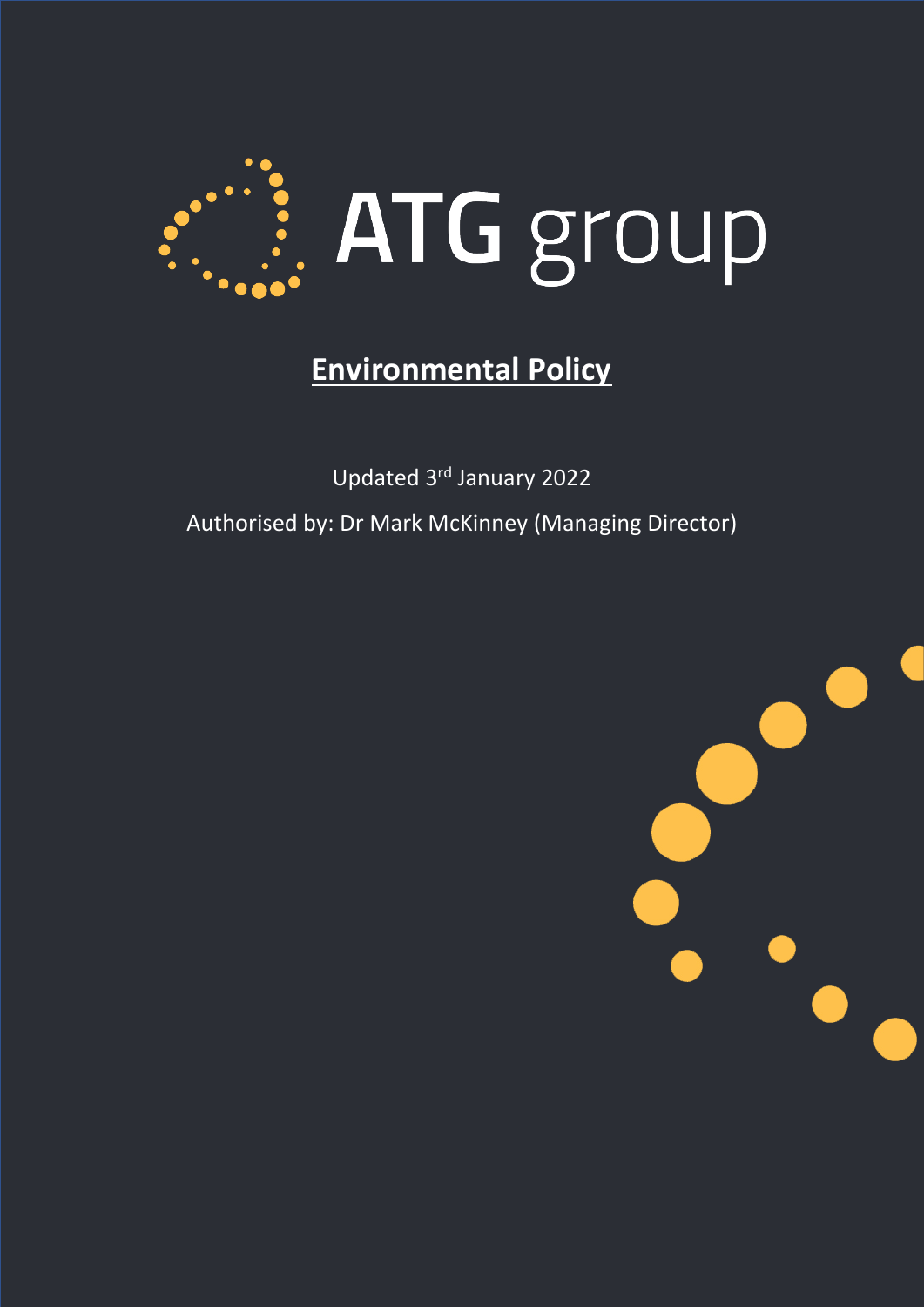ATG group

# Environmental Policy

Updated 3rd January 2022

Authorised by: Dr Mark McKinney (Managing Director)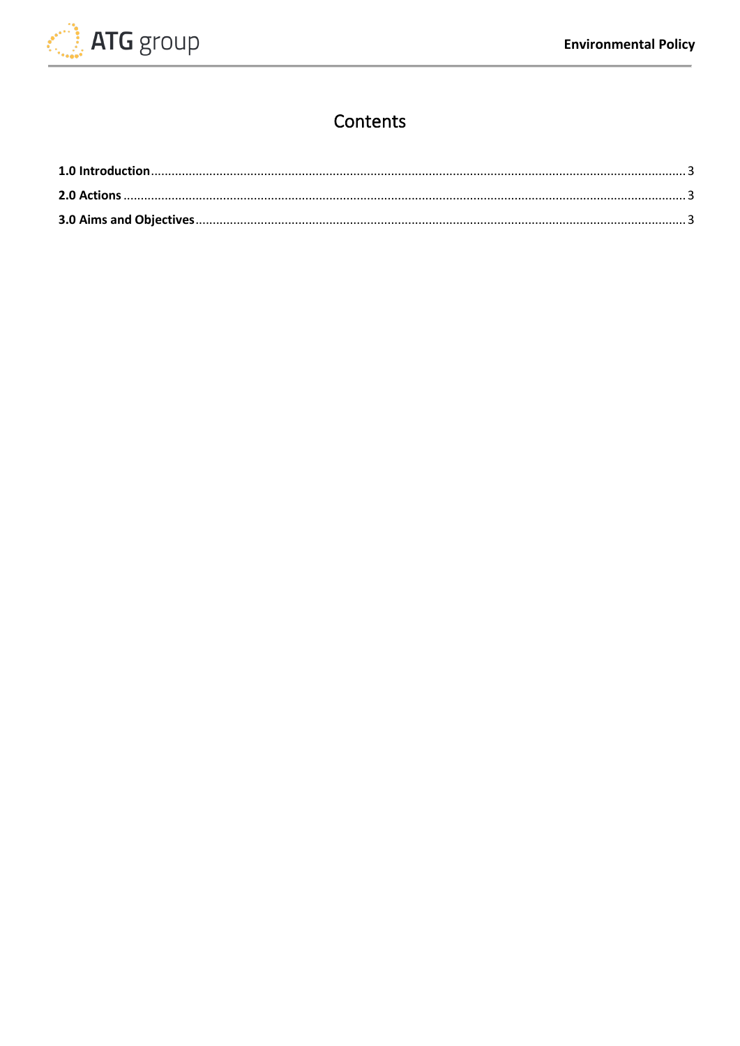# Contents

**1.0 Introduction** ........................................................................................................................................ 3

**2.0 Actions** .................................................................................................................................................. 3

**3.0 Aims and Objectives** ............................................................................................................................. 3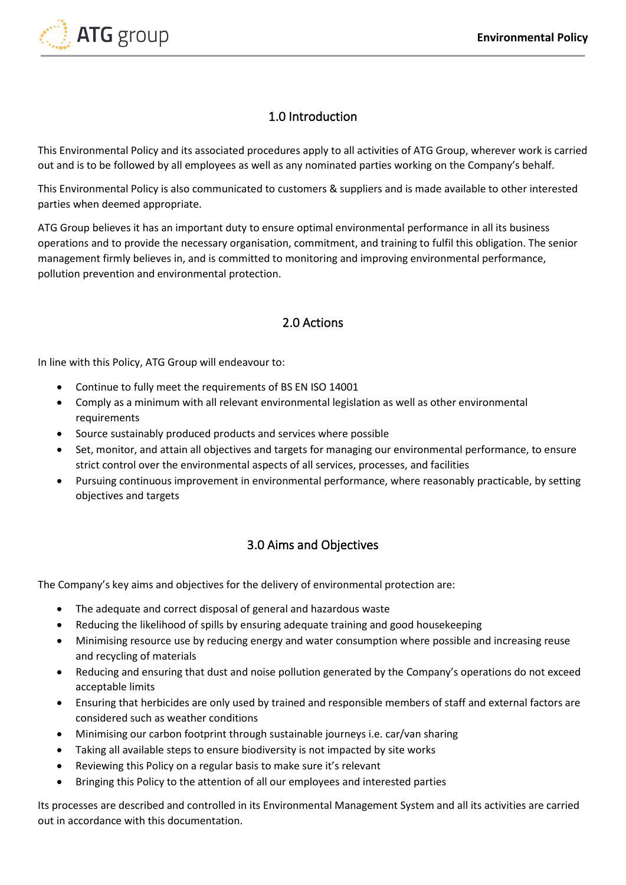## 1.0 Introduction

This Environmental Policy and its associated procedures apply to all activities of ATG Group, wherever work is carried out and is to be followed by all employees as well as any nominated parties working on the Company's behalf.

This Environmental Policy is also communicated to customers & suppliers and is made available to other interested parties when deemed appropriate.

ATG Group believes it has an important duty to ensure optimal environmental performance in all its business operations and to provide the necessary organisation, commitment, and training to fulfil this obligation. The senior management firmly believes in, and is committed to monitoring and improving environmental performance, pollution prevention and environmental protection.

## 2.0 Actions

In line with this Policy, ATG Group will endeavour to:

- Continue to fully meet the requirements of BS EN ISO 14001
- Comply as a minimum with all relevant environmental legislation as well as other environmental requirements
- Source sustainably produced products and services where possible
- Set, monitor, and attain all objectives and targets for managing our environmental performance, to ensure strict control over the environmental aspects of all services, processes, and facilities
- Pursuing continuous improvement in environmental performance, where reasonably practicable, by setting objectives and targets

## 3.0 Aims and Objectives

The Company's key aims and objectives for the delivery of environmental protection are:

- The adequate and correct disposal of general and hazardous waste
- Reducing the likelihood of spills by ensuring adequate training and good housekeeping
- Minimising resource use by reducing energy and water consumption where possible and increasing reuse and recycling of materials
- Reducing and ensuring that dust and noise pollution generated by the Company's operations do not exceed acceptable limits
- Ensuring that herbicides are only used by trained and responsible members of staff and external factors are considered such as weather conditions
- Minimising our carbon footprint through sustainable journeys i.e. car/van sharing
- Taking all available steps to ensure biodiversity is not impacted by site works
- Reviewing this Policy on a regular basis to make sure it's relevant
- Bringing this Policy to the attention of all our employees and interested parties

Its processes are described and controlled in its Environmental Management System and all its activities are carried out in accordance with this documentation.